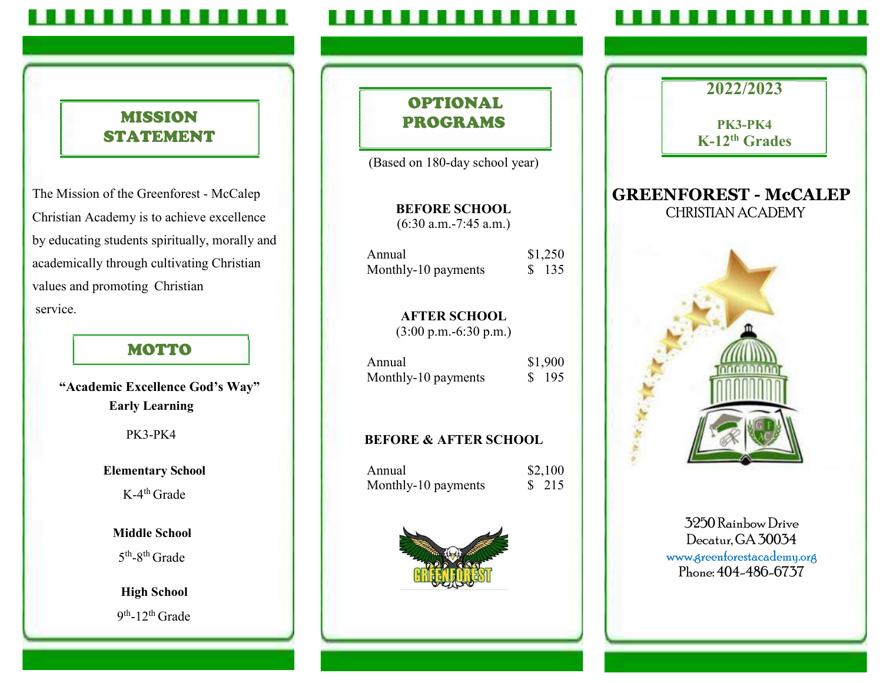## MISSION STATEMENT

The Mission of the Greenforest - McCalep Christian Academy is to achieve excellence by educating students spiritually, morally and academically through cultivating Christian values and promoting Christian service.

## MOTTO

**"Academic Excellence God's Way"**

**Early Learning**

PK3-PK4

**Elementary School**

K-4th Grade

**Middle School**

5th-8th Grade

**High School**

9th-12th Grade

## OPTIONAL PROGRAMS

(Based on 180-day school year)

**BEFORE SCHOOL**
(6:30 a.m.-7:45 a.m.)

| | |
|---|---|
| Annual | $1,250 |
| Monthly-10 payments | $ 135 |

**AFTER SCHOOL**
(3:00 p.m.-6:30 p.m.)

| | |
|---|---|
| Annual | $1,900 |
| Monthly-10 payments | $ 195 |

**BEFORE & AFTER SCHOOL**

| | |
|---|---|
| Annual | $2,100 |
| Monthly-10 payments | $ 215 |

GREENFOREST

## 2022/2023

**PK3-PK4**
**K-12th Grades**

# GREENFOREST - McCALEP
CHRISTIAN ACADEMY

3250 Rainbow Drive
Decatur, GA 30034
www.greenforestacademy.org
Phone: 404-486-6737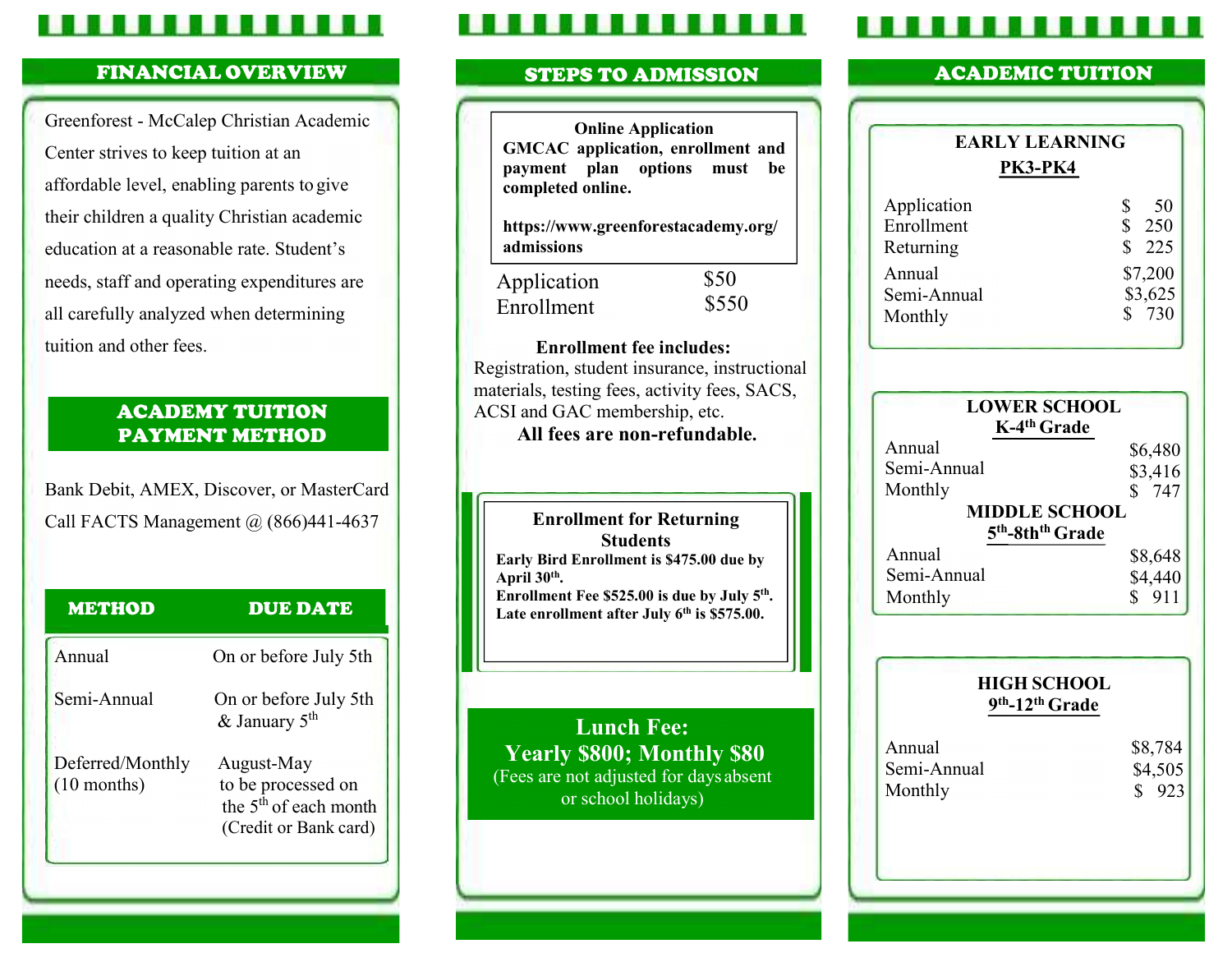## FINANCIAL OVERVIEW

Greenforest - McCalep Christian Academic Center strives to keep tuition at an affordable level, enabling parents to give their children a quality Christian academic education at a reasonable rate. Student's needs, staff and operating expenditures are all carefully analyzed when determining tuition and other fees.

### ACADEMY TUITION PAYMENT METHOD

Bank Debit, AMEX, Discover, or MasterCard
Call FACTS Management @ (866)441-4637

| METHOD | DUE DATE |
|---|---|
| Annual | On or before July 5th |
| Semi-Annual | On or before July 5th & January 5th |
| Deferred/Monthly (10 months) | August-May to be processed on the 5th of each month (Credit or Bank card) |

## STEPS TO ADMISSION

**Online Application**
**GMCAC application, enrollment and payment plan options must be completed online.**

**https://www.greenforestacademy.org/admissions**

| | |
|---|---|
| Application | $50 |
| Enrollment | $550 |

**Enrollment fee includes:**
Registration, student insurance, instructional materials, testing fees, activity fees, SACS, ACSI and GAC membership, etc.
**All fees are non-refundable.**

**Enrollment for Returning Students**
**Early Bird Enrollment is $475.00 due by April 30th.**
**Enrollment Fee $525.00 is due by July 5th.**
**Late enrollment after July 6th is $575.00.**

**Lunch Fee:**
**Yearly $800; Monthly $80**
(Fees are not adjusted for days absent or school holidays)

## ACADEMIC TUITION

**EARLY LEARNING**
**PK3-PK4**

| | |
|---|---|
| Application | $ 50 |
| Enrollment | $ 250 |
| Returning | $ 225 |
| Annual | $7,200 |
| Semi-Annual | $3,625 |
| Monthly | $ 730 |

**LOWER SCHOOL**
**K-4th Grade**

| | |
|---|---|
| Annual | $6,480 |
| Semi-Annual | $3,416 |
| Monthly | $ 747 |

**MIDDLE SCHOOL**
**5th-8th Grade**

| | |
|---|---|
| Annual | $8,648 |
| Semi-Annual | $4,440 |
| Monthly | $ 911 |

**HIGH SCHOOL**
**9th-12th Grade**

| | |
|---|---|
| Annual | $8,784 |
| Semi-Annual | $4,505 |
| Monthly | $ 923 |